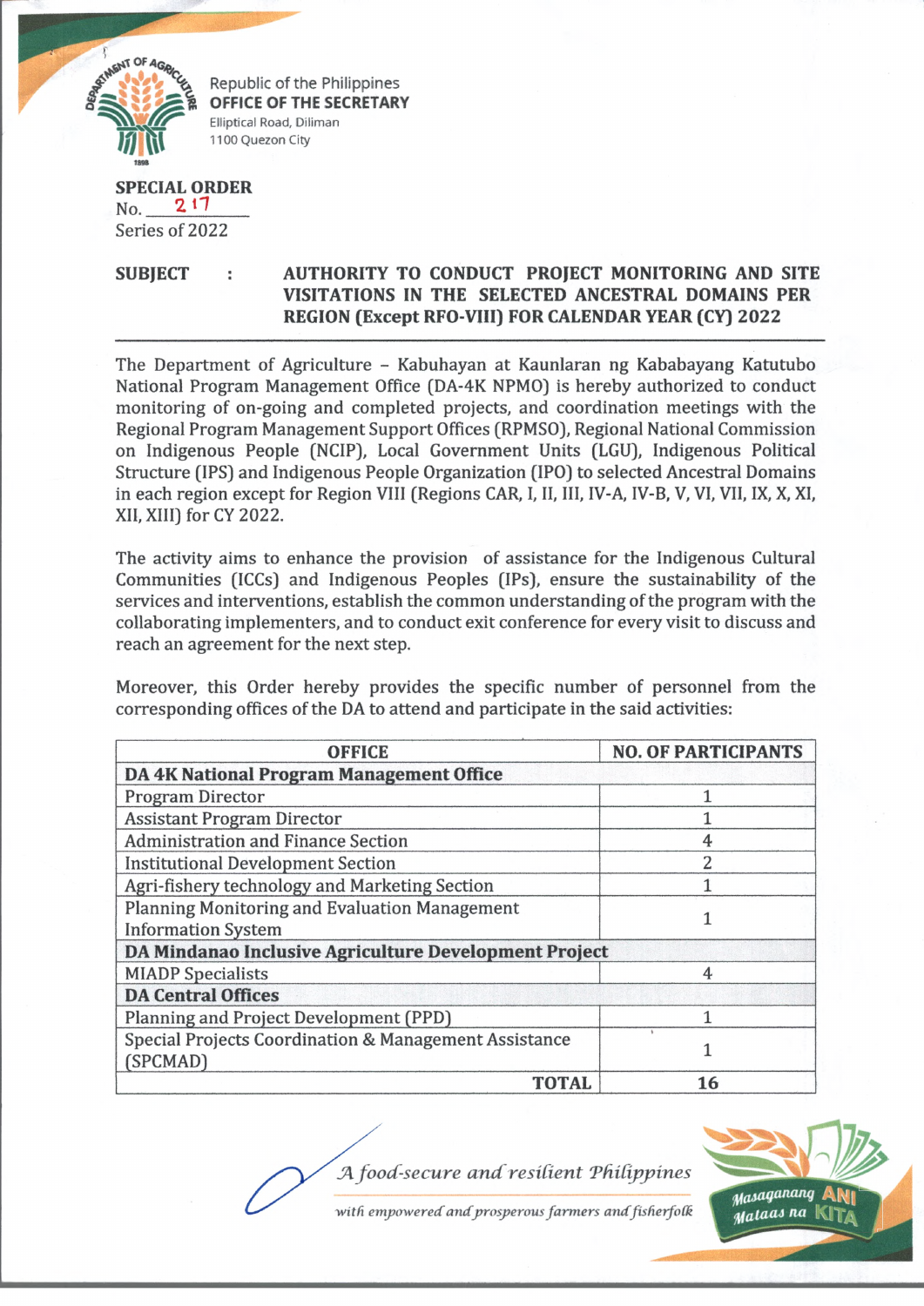Republic of the Philippines
**OFFICE OF THE SECRETARY**
Elliptical Road, Diliman
1100 Quezon City

**SPECIAL ORDER**
No. 217
Series of 2022

**SUBJECT : AUTHORITY TO CONDUCT PROJECT MONITORING AND SITE VISITATIONS IN THE SELECTED ANCESTRAL DOMAINS PER REGION (Except RFO-VIII) FOR CALENDAR YEAR (CY) 2022**

The Department of Agriculture – Kabuhayan at Kaunlaran ng Kababayang Katutubo National Program Management Office (DA-4K NPMO) is hereby authorized to conduct monitoring of on-going and completed projects, and coordination meetings with the Regional Program Management Support Offices (RPMSO), Regional National Commission on Indigenous People (NCIP), Local Government Units (LGU), Indigenous Political Structure (IPS) and Indigenous People Organization (IPO) to selected Ancestral Domains in each region except for Region VIII (Regions CAR, I, II, III, IV-A, IV-B, V, VI, VII, IX, X, XI, XII, XIII) for CY 2022.

The activity aims to enhance the provision of assistance for the Indigenous Cultural Communities (ICCs) and Indigenous Peoples (IPs), ensure the sustainability of the services and interventions, establish the common understanding of the program with the collaborating implementers, and to conduct exit conference for every visit to discuss and reach an agreement for the next step.

Moreover, this Order hereby provides the specific number of personnel from the corresponding offices of the DA to attend and participate in the said activities:

| OFFICE | NO. OF PARTICIPANTS |
|---|---|
| **DA 4K National Program Management Office** | |
| Program Director | 1 |
| Assistant Program Director | 1 |
| Administration and Finance Section | 4 |
| Institutional Development Section | 2 |
| Agri-fishery technology and Marketing Section | 1 |
| Planning Monitoring and Evaluation Management Information System | 1 |
| **DA Mindanao Inclusive Agriculture Development Project** | |
| MIADP Specialists | 4 |
| **DA Central Offices** | |
| Planning and Project Development (PPD) | 1 |
| Special Projects Coordination & Management Assistance (SPCMAD) | 1 |
| **TOTAL** | **16** |

*A food-secure and resilient Philippines with empowered and prosperous farmers and fisherfolk*

Masaganang ANI Mataas na KITA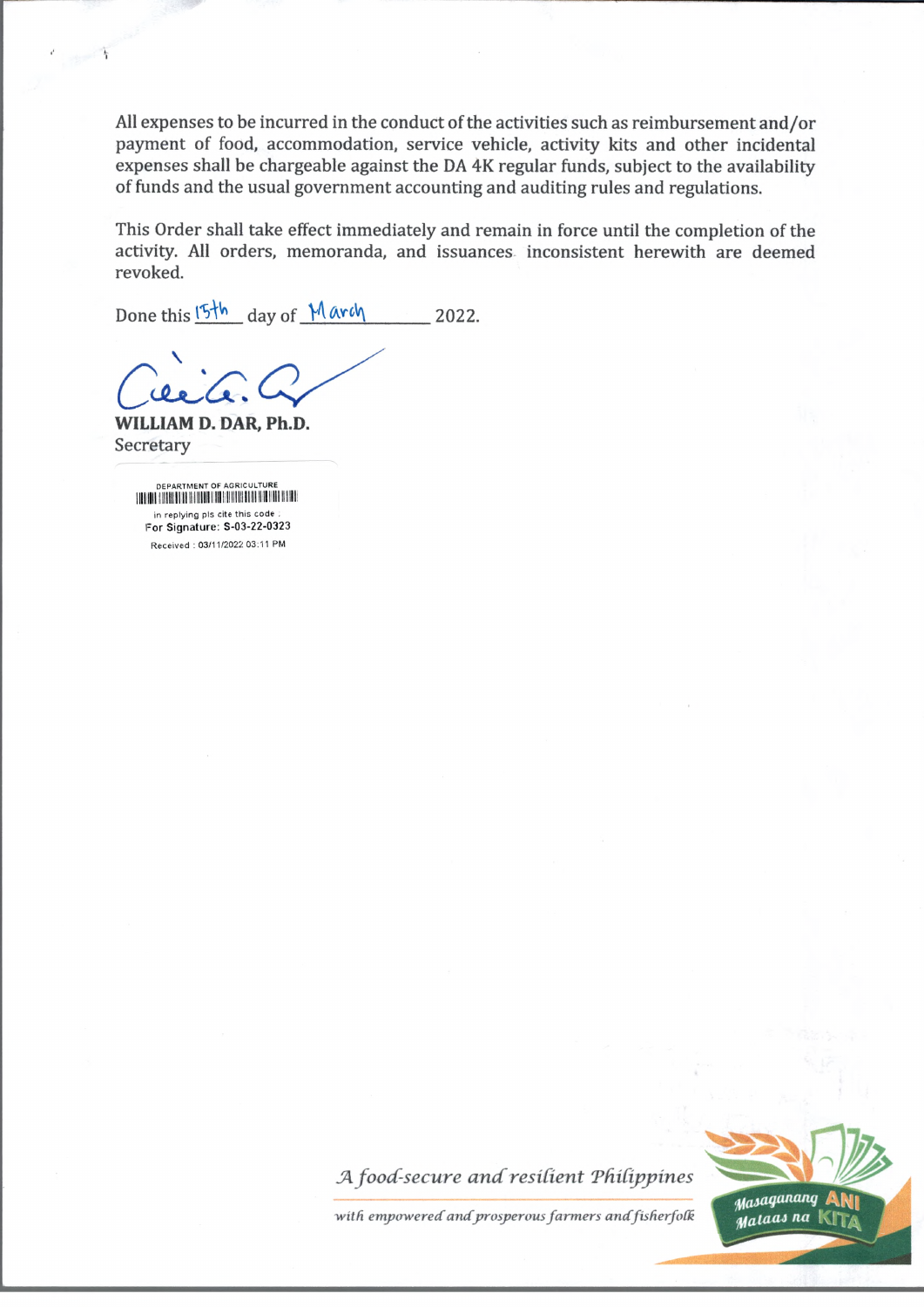All expenses to be incurred in the conduct of the activities such as reimbursement and/or payment of food, accommodation, service vehicle, activity kits and other incidental expenses shall be chargeable against the DA 4K regular funds, subject to the availability of funds and the usual government accounting and auditing rules and regulations.

This Order shall take effect immediately and remain in force until the completion of the activity. All orders, memoranda, and issuances inconsistent herewith are deemed revoked.

Done this 15th day of March 2022.

**WILLIAM D. DAR, Ph.D.**
Secretary

DEPARTMENT OF AGRICULTURE
in replying pls cite this code :
For Signature: S-03-22-0323
Received : 03/11/2022 03:11 PM